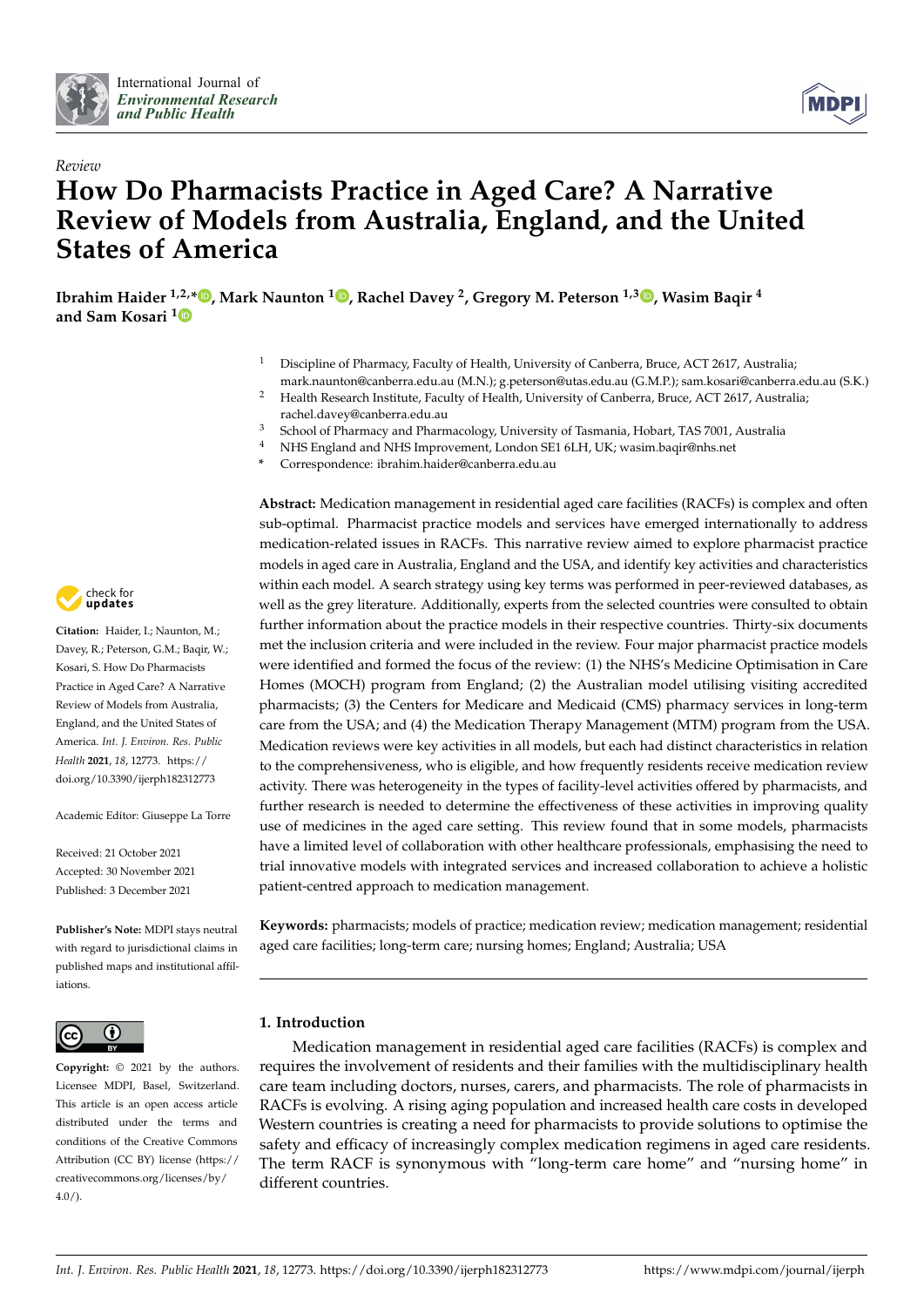International Journal of *Environmental Research and Public Health*

*Review*

# How Do Pharmacists Practice in Aged Care? A Narrative Review of Models from Australia, England, and the United States of America

**Ibrahim Haider [1,2,*], Mark Naunton [1], Rachel Davey [2], Gregory M. Peterson [1,3], Wasim Baqir [4] and Sam Kosari [1]**

[1] Discipline of Pharmacy, Faculty of Health, University of Canberra, Bruce, ACT 2617, Australia; mark.naunton@canberra.edu.au (M.N.); g.peterson@utas.edu.au (G.M.P.); sam.kosari@canberra.edu.au (S.K.)
[2] Health Research Institute, Faculty of Health, University of Canberra, Bruce, ACT 2617, Australia; rachel.davey@canberra.edu.au
[3] School of Pharmacy and Pharmacology, University of Tasmania, Hobart, TAS 7001, Australia
[4] NHS England and NHS Improvement, London SE1 6LH, UK; wasim.baqir@nhs.net
[*] Correspondence: ibrahim.haider@canberra.edu.au

**Abstract:** Medication management in residential aged care facilities (RACFs) is complex and often sub-optimal. Pharmacist practice models and services have emerged internationally to address medication-related issues in RACFs. This narrative review aimed to explore pharmacist practice models in aged care in Australia, England and the USA, and identify key activities and characteristics within each model. A search strategy using key terms was performed in peer-reviewed databases, as well as the grey literature. Additionally, experts from the selected countries were consulted to obtain further information about the practice models in their respective countries. Thirty-six documents met the inclusion criteria and were included in the review. Four major pharmacist practice models were identified and formed the focus of the review: (1) the NHS's Medicine Optimisation in Care Homes (MOCH) program from England; (2) the Australian model utilising visiting accredited pharmacists; (3) the Centers for Medicare and Medicaid (CMS) pharmacy services in long-term care from the USA; and (4) the Medication Therapy Management (MTM) program from the USA. Medication reviews were key activities in all models, but each had distinct characteristics in relation to the comprehensiveness, who is eligible, and how frequently residents receive medication review activity. There was heterogeneity in the types of facility-level activities offered by pharmacists, and further research is needed to determine the effectiveness of these activities in improving quality use of medicines in the aged care setting. This review found that in some models, pharmacists have a limited level of collaboration with other healthcare professionals, emphasising the need to trial innovative models with integrated services and increased collaboration to achieve a holistic patient-centred approach to medication management.

**Keywords:** pharmacists; models of practice; medication review; medication management; residential aged care facilities; long-term care; nursing homes; England; Australia; USA

**Citation:** Haider, I.; Naunton, M.; Davey, R.; Peterson, G.M.; Baqir, W.; Kosari, S. How Do Pharmacists Practice in Aged Care? A Narrative Review of Models from Australia, England, and the United States of America. *Int. J. Environ. Res. Public Health* **2021**, *18*, 12773. https://doi.org/10.3390/ijerph182312773

Academic Editor: Giuseppe La Torre

Received: 21 October 2021
Accepted: 30 November 2021
Published: 3 December 2021

**Publisher's Note:** MDPI stays neutral with regard to jurisdictional claims in published maps and institutional affiliations.

**Copyright:** © 2021 by the authors. Licensee MDPI, Basel, Switzerland. This article is an open access article distributed under the terms and conditions of the Creative Commons Attribution (CC BY) license (https://creativecommons.org/licenses/by/4.0/).

## 1. Introduction

Medication management in residential aged care facilities (RACFs) is complex and requires the involvement of residents and their families with the multidisciplinary health care team including doctors, nurses, carers, and pharmacists. The role of pharmacists in RACFs is evolving. A rising aging population and increased health care costs in developed Western countries is creating a need for pharmacists to provide solutions to optimise the safety and efficacy of increasingly complex medication regimens in aged care residents. The term RACF is synonymous with "long-term care home" and "nursing home" in different countries.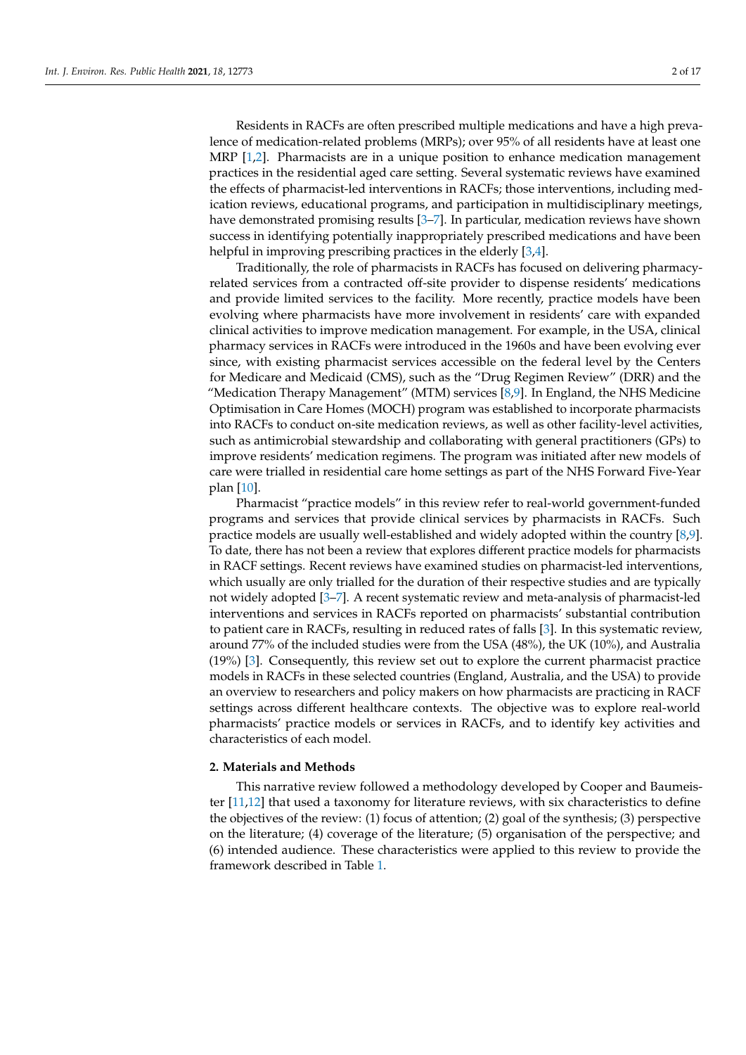Residents in RACFs are often prescribed multiple medications and have a high prevalence of medication-related problems (MRPs); over 95% of all residents have at least one MRP [1,2]. Pharmacists are in a unique position to enhance medication management practices in the residential aged care setting. Several systematic reviews have examined the effects of pharmacist-led interventions in RACFs; those interventions, including medication reviews, educational programs, and participation in multidisciplinary meetings, have demonstrated promising results [3–7]. In particular, medication reviews have shown success in identifying potentially inappropriately prescribed medications and have been helpful in improving prescribing practices in the elderly [3,4].

Traditionally, the role of pharmacists in RACFs has focused on delivering pharmacy-related services from a contracted off-site provider to dispense residents' medications and provide limited services to the facility. More recently, practice models have been evolving where pharmacists have more involvement in residents' care with expanded clinical activities to improve medication management. For example, in the USA, clinical pharmacy services in RACFs were introduced in the 1960s and have been evolving ever since, with existing pharmacist services accessible on the federal level by the Centers for Medicare and Medicaid (CMS), such as the "Drug Regimen Review" (DRR) and the "Medication Therapy Management" (MTM) services [8,9]. In England, the NHS Medicine Optimisation in Care Homes (MOCH) program was established to incorporate pharmacists into RACFs to conduct on-site medication reviews, as well as other facility-level activities, such as antimicrobial stewardship and collaborating with general practitioners (GPs) to improve residents' medication regimens. The program was initiated after new models of care were trialled in residential care home settings as part of the NHS Forward Five-Year plan [10].

Pharmacist "practice models" in this review refer to real-world government-funded programs and services that provide clinical services by pharmacists in RACFs. Such practice models are usually well-established and widely adopted within the country [8,9]. To date, there has not been a review that explores different practice models for pharmacists in RACF settings. Recent reviews have examined studies on pharmacist-led interventions, which usually are only trialled for the duration of their respective studies and are typically not widely adopted [3–7]. A recent systematic review and meta-analysis of pharmacist-led interventions and services in RACFs reported on pharmacists' substantial contribution to patient care in RACFs, resulting in reduced rates of falls [3]. In this systematic review, around 77% of the included studies were from the USA (48%), the UK (10%), and Australia (19%) [3]. Consequently, this review set out to explore the current pharmacist practice models in RACFs in these selected countries (England, Australia, and the USA) to provide an overview to researchers and policy makers on how pharmacists are practicing in RACF settings across different healthcare contexts. The objective was to explore real-world pharmacists' practice models or services in RACFs, and to identify key activities and characteristics of each model.

## 2. Materials and Methods

This narrative review followed a methodology developed by Cooper and Baumeister [11,12] that used a taxonomy for literature reviews, with six characteristics to define the objectives of the review: (1) focus of attention; (2) goal of the synthesis; (3) perspective on the literature; (4) coverage of the literature; (5) organisation of the perspective; and (6) intended audience. These characteristics were applied to this review to provide the framework described in Table 1.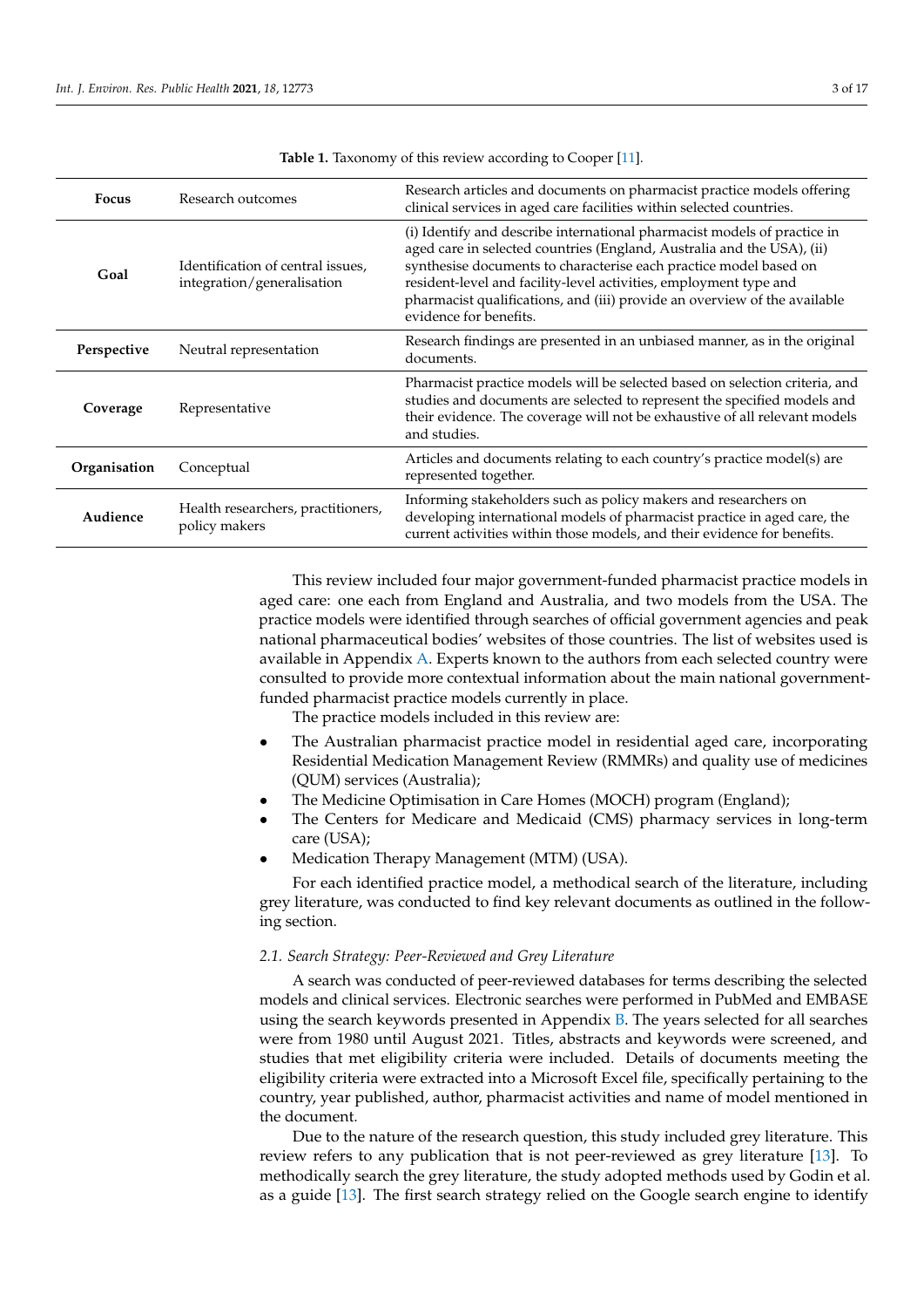**Table 1.** Taxonomy of this review according to Cooper [11].

| | | |
|---|---|---|
| **Focus** | Research outcomes | Research articles and documents on pharmacist practice models offering clinical services in aged care facilities within selected countries. |
| **Goal** | Identification of central issues, integration/generalisation | (i) Identify and describe international pharmacist models of practice in aged care in selected countries (England, Australia and the USA), (ii) synthesise documents to characterise each practice model based on resident-level and facility-level activities, employment type and pharmacist qualifications, and (iii) provide an overview of the available evidence for benefits. |
| **Perspective** | Neutral representation | Research findings are presented in an unbiased manner, as in the original documents. |
| **Coverage** | Representative | Pharmacist practice models will be selected based on selection criteria, and studies and documents are selected to represent the specified models and their evidence. The coverage will not be exhaustive of all relevant models and studies. |
| **Organisation** | Conceptual | Articles and documents relating to each country's practice model(s) are represented together. |
| **Audience** | Health researchers, practitioners, policy makers | Informing stakeholders such as policy makers and researchers on developing international models of pharmacist practice in aged care, the current activities within those models, and their evidence for benefits. |

This review included four major government-funded pharmacist practice models in aged care: one each from England and Australia, and two models from the USA. The practice models were identified through searches of official government agencies and peak national pharmaceutical bodies' websites of those countries. The list of websites used is available in Appendix A. Experts known to the authors from each selected country were consulted to provide more contextual information about the main national government-funded pharmacist practice models currently in place.

The practice models included in this review are:

- The Australian pharmacist practice model in residential aged care, incorporating Residential Medication Management Review (RMMRs) and quality use of medicines (QUM) services (Australia);
- The Medicine Optimisation in Care Homes (MOCH) program (England);
- The Centers for Medicare and Medicaid (CMS) pharmacy services in long-term care (USA);
- Medication Therapy Management (MTM) (USA).

For each identified practice model, a methodical search of the literature, including grey literature, was conducted to find key relevant documents as outlined in the following section.

### *2.1. Search Strategy: Peer-Reviewed and Grey Literature*

A search was conducted of peer-reviewed databases for terms describing the selected models and clinical services. Electronic searches were performed in PubMed and EMBASE using the search keywords presented in Appendix B. The years selected for all searches were from 1980 until August 2021. Titles, abstracts and keywords were screened, and studies that met eligibility criteria were included. Details of documents meeting the eligibility criteria were extracted into a Microsoft Excel file, specifically pertaining to the country, year published, author, pharmacist activities and name of model mentioned in the document.

Due to the nature of the research question, this study included grey literature. This review refers to any publication that is not peer-reviewed as grey literature [13]. To methodically search the grey literature, the study adopted methods used by Godin et al. as a guide [13]. The first search strategy relied on the Google search engine to identify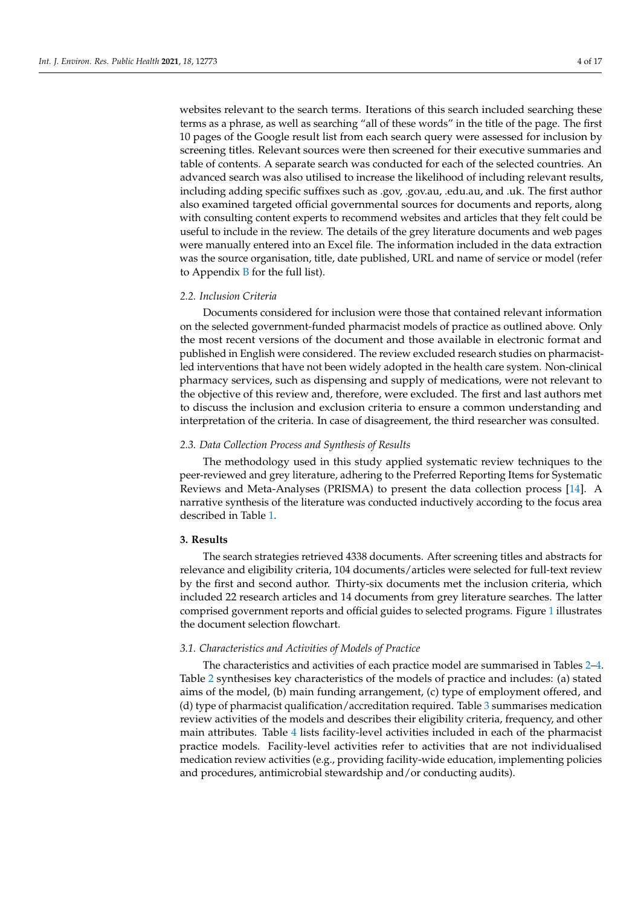websites relevant to the search terms. Iterations of this search included searching these terms as a phrase, as well as searching "all of these words" in the title of the page. The first 10 pages of the Google result list from each search query were assessed for inclusion by screening titles. Relevant sources were then screened for their executive summaries and table of contents. A separate search was conducted for each of the selected countries. An advanced search was also utilised to increase the likelihood of including relevant results, including adding specific suffixes such as .gov, .gov.au, .edu.au, and .uk. The first author also examined targeted official governmental sources for documents and reports, along with consulting content experts to recommend websites and articles that they felt could be useful to include in the review. The details of the grey literature documents and web pages were manually entered into an Excel file. The information included in the data extraction was the source organisation, title, date published, URL and name of service or model (refer to Appendix B for the full list).

### 2.2. Inclusion Criteria

Documents considered for inclusion were those that contained relevant information on the selected government-funded pharmacist models of practice as outlined above. Only the most recent versions of the document and those available in electronic format and published in English were considered. The review excluded research studies on pharmacist-led interventions that have not been widely adopted in the health care system. Non-clinical pharmacy services, such as dispensing and supply of medications, were not relevant to the objective of this review and, therefore, were excluded. The first and last authors met to discuss the inclusion and exclusion criteria to ensure a common understanding and interpretation of the criteria. In case of disagreement, the third researcher was consulted.

### 2.3. Data Collection Process and Synthesis of Results

The methodology used in this study applied systematic review techniques to the peer-reviewed and grey literature, adhering to the Preferred Reporting Items for Systematic Reviews and Meta-Analyses (PRISMA) to present the data collection process [14]. A narrative synthesis of the literature was conducted inductively according to the focus area described in Table 1.

## 3. Results

The search strategies retrieved 4338 documents. After screening titles and abstracts for relevance and eligibility criteria, 104 documents/articles were selected for full-text review by the first and second author. Thirty-six documents met the inclusion criteria, which included 22 research articles and 14 documents from grey literature searches. The latter comprised government reports and official guides to selected programs. Figure 1 illustrates the document selection flowchart.

### 3.1. Characteristics and Activities of Models of Practice

The characteristics and activities of each practice model are summarised in Tables 2–4. Table 2 synthesises key characteristics of the models of practice and includes: (a) stated aims of the model, (b) main funding arrangement, (c) type of employment offered, and (d) type of pharmacist qualification/accreditation required. Table 3 summarises medication review activities of the models and describes their eligibility criteria, frequency, and other main attributes. Table 4 lists facility-level activities included in each of the pharmacist practice models. Facility-level activities refer to activities that are not individualised medication review activities (e.g., providing facility-wide education, implementing policies and procedures, antimicrobial stewardship and/or conducting audits).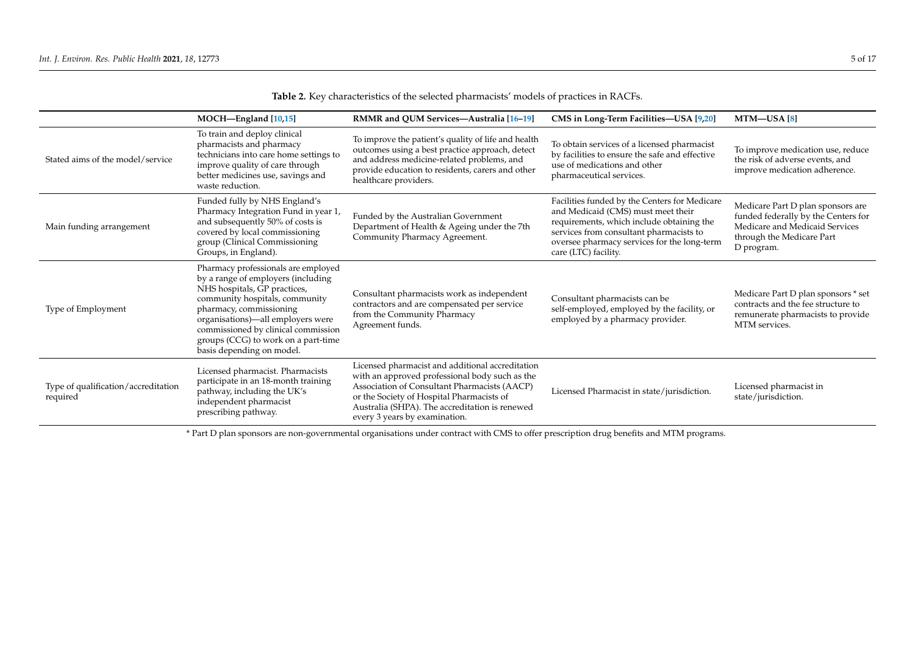**Table 2.** Key characteristics of the selected pharmacists' models of practices in RACFs.

| | MOCH—England [10,15] | RMMR and QUM Services—Australia [16–19] | CMS in Long-Term Facilities—USA [9,20] | MTM—USA [8] |
|---|---|---|---|---|
| Stated aims of the model/service | To train and deploy clinical pharmacists and pharmacy technicians into care home settings to improve quality of care through better medicines use, savings and waste reduction. | To improve the patient's quality of life and health outcomes using a best practice approach, detect and address medicine-related problems, and provide education to residents, carers and other healthcare providers. | To obtain services of a licensed pharmacist by facilities to ensure the safe and effective use of medications and other pharmaceutical services. | To improve medication use, reduce the risk of adverse events, and improve medication adherence. |
| Main funding arrangement | Funded fully by NHS England's Pharmacy Integration Fund in year 1, and subsequently 50% of costs is covered by local commissioning group (Clinical Commissioning Groups, in England). | Funded by the Australian Government Department of Health & Ageing under the 7th Community Pharmacy Agreement. | Facilities funded by the Centers for Medicare and Medicaid (CMS) must meet their requirements, which include obtaining the services from consultant pharmacists to oversee pharmacy services for the long-term care (LTC) facility. | Medicare Part D plan sponsors are funded federally by the Centers for Medicare and Medicaid Services through the Medicare Part D program. |
| Type of Employment | Pharmacy professionals are employed by a range of employers (including NHS hospitals, GP practices, community hospitals, community pharmacy, commissioning organisations)—all employers were commissioned by clinical commission groups (CCG) to work on a part-time basis depending on model. | Consultant pharmacists work as independent contractors and are compensated per service from the Community Pharmacy Agreement funds. | Consultant pharmacists can be self-employed, employed by the facility, or employed by a pharmacy provider. | Medicare Part D plan sponsors * set contracts and the fee structure to remunerate pharmacists to provide MTM services. |
| Type of qualification/accreditation required | Licensed pharmacist. Pharmacists participate in an 18-month training pathway, including the UK's independent pharmacist prescribing pathway. | Licensed pharmacist and additional accreditation with an approved professional body such as the Association of Consultant Pharmacists (AACP) or the Society of Hospital Pharmacists of Australia (SHPA). The accreditation is renewed every 3 years by examination. | Licensed Pharmacist in state/jurisdiction. | Licensed pharmacist in state/jurisdiction. |

* Part D plan sponsors are non-governmental organisations under contract with CMS to offer prescription drug benefits and MTM programs.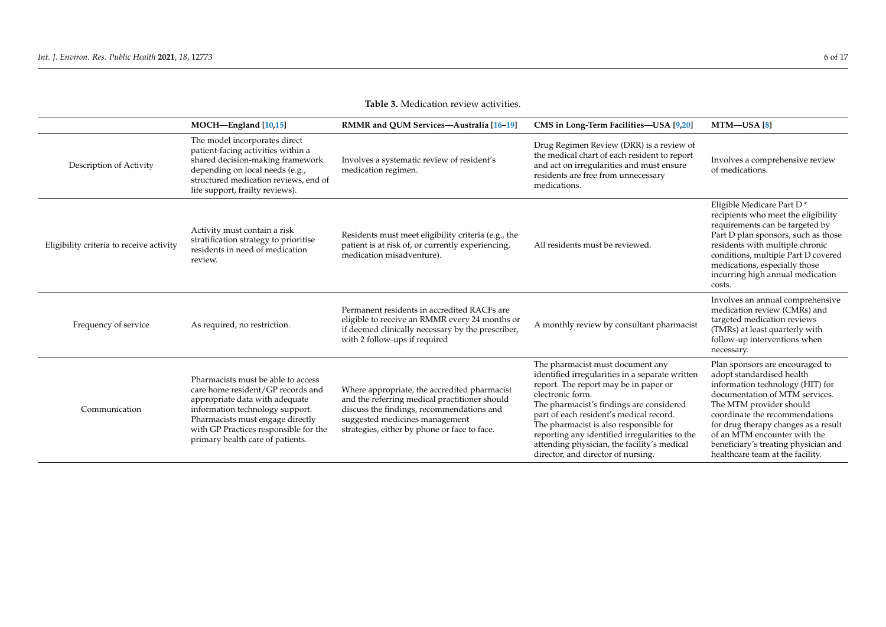**Table 3.** Medication review activities.

| | MOCH—England [10,15] | RMMR and QUM Services—Australia [16–19] | CMS in Long-Term Facilities—USA [9,20] | MTM—USA [8] |
|---|---|---|---|---|
| Description of Activity | The model incorporates direct patient-facing activities within a shared decision-making framework depending on local needs (e.g., structured medication reviews, end of life support, frailty reviews). | Involves a systematic review of resident's medication regimen. | Drug Regimen Review (DRR) is a review of the medical chart of each resident to report and act on irregularities and must ensure residents are free from unnecessary medications. | Involves a comprehensive review of medications. |
| Eligibility criteria to receive activity | Activity must contain a risk stratification strategy to prioritise residents in need of medication review. | Residents must meet eligibility criteria (e.g., the patient is at risk of, or currently experiencing, medication misadventure). | All residents must be reviewed. | Eligible Medicare Part D * recipients who meet the eligibility requirements can be targeted by Part D plan sponsors, such as those residents with multiple chronic conditions, multiple Part D covered medications, especially those incurring high annual medication costs. |
| Frequency of service | As required, no restriction. | Permanent residents in accredited RACFs are eligible to receive an RMMR every 24 months or if deemed clinically necessary by the prescriber, with 2 follow-ups if required | A monthly review by consultant pharmacist | Involves an annual comprehensive medication review (CMRs) and targeted medication reviews (TMRs) at least quarterly with follow-up interventions when necessary. |
| Communication | Pharmacists must be able to access care home resident/GP records and appropriate data with adequate information technology support. Pharmacists must engage directly with GP Practices responsible for the primary health care of patients. | Where appropriate, the accredited pharmacist and the referring medical practitioner should discuss the findings, recommendations and suggested medicines management strategies, either by phone or face to face. | The pharmacist must document any identified irregularities in a separate written report. The report may be in paper or electronic form. The pharmacist's findings are considered part of each resident's medical record. The pharmacist is also responsible for reporting any identified irregularities to the attending physician, the facility's medical director, and director of nursing. | Plan sponsors are encouraged to adopt standardised health information technology (HIT) for documentation of MTM services. The MTM provider should coordinate the recommendations for drug therapy changes as a result of an MTM encounter with the beneficiary's treating physician and healthcare team at the facility. |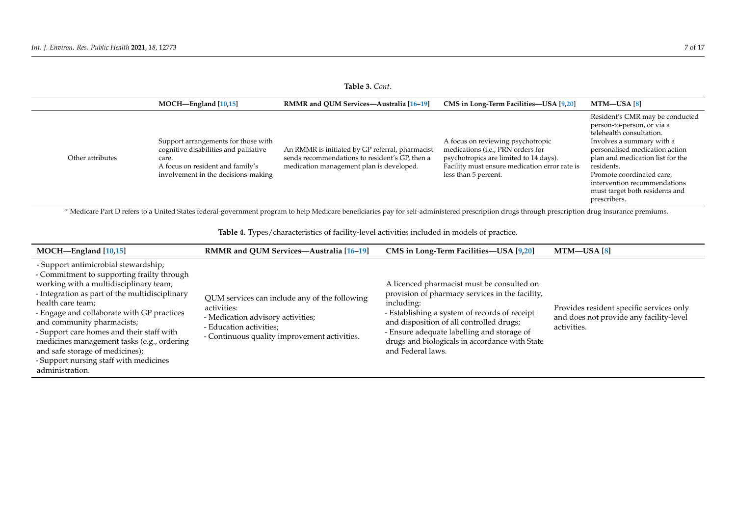**Table 3.** *Cont.*

| | MOCH—England [10,15] | RMMR and QUM Services—Australia [16–19] | CMS in Long-Term Facilities—USA [9,20] | MTM—USA [8] |
|---|---|---|---|---|
| Other attributes | Support arrangements for those with cognitive disabilities and palliative care.<br>A focus on resident and family's involvement in the decisions-making | An RMMR is initiated by GP referral, pharmacist sends recommendations to resident's GP, then a medication management plan is developed. | A focus on reviewing psychotropic medications (i.e., PRN orders for psychotropics are limited to 14 days).<br>Facility must ensure medication error rate is less than 5 percent. | Resident's CMR may be conducted person-to-person, or via a telehealth consultation.<br>Involves a summary with a personalised medication action plan and medication list for the residents.<br>Promote coordinated care, intervention recommendations must target both residents and prescribers. |

* Medicare Part D refers to a United States federal-government program to help Medicare beneficiaries pay for self-administered prescription drugs through prescription drug insurance premiums.

**Table 4.** Types/characteristics of facility-level activities included in models of practice.

| MOCH—England [10,15] | RMMR and QUM Services—Australia [16–19] | CMS in Long-Term Facilities—USA [9,20] | MTM—USA [8] |
|---|---|---|---|
| - Support antimicrobial stewardship;<br>- Commitment to supporting frailty through working with a multidisciplinary team;<br>- Integration as part of the multidisciplinary health care team;<br>- Engage and collaborate with GP practices and community pharmacists;<br>- Support care homes and their staff with medicines management tasks (e.g., ordering and safe storage of medicines);<br>- Support nursing staff with medicines administration. | QUM services can include any of the following activities:<br>- Medication advisory activities;<br>- Education activities;<br>- Continuous quality improvement activities. | A licenced pharmacist must be consulted on provision of pharmacy services in the facility, including:<br>- Establishing a system of records of receipt and disposition of all controlled drugs;<br>- Ensure adequate labelling and storage of drugs and biologicals in accordance with State and Federal laws. | Provides resident specific services only and does not provide any facility-level activities. |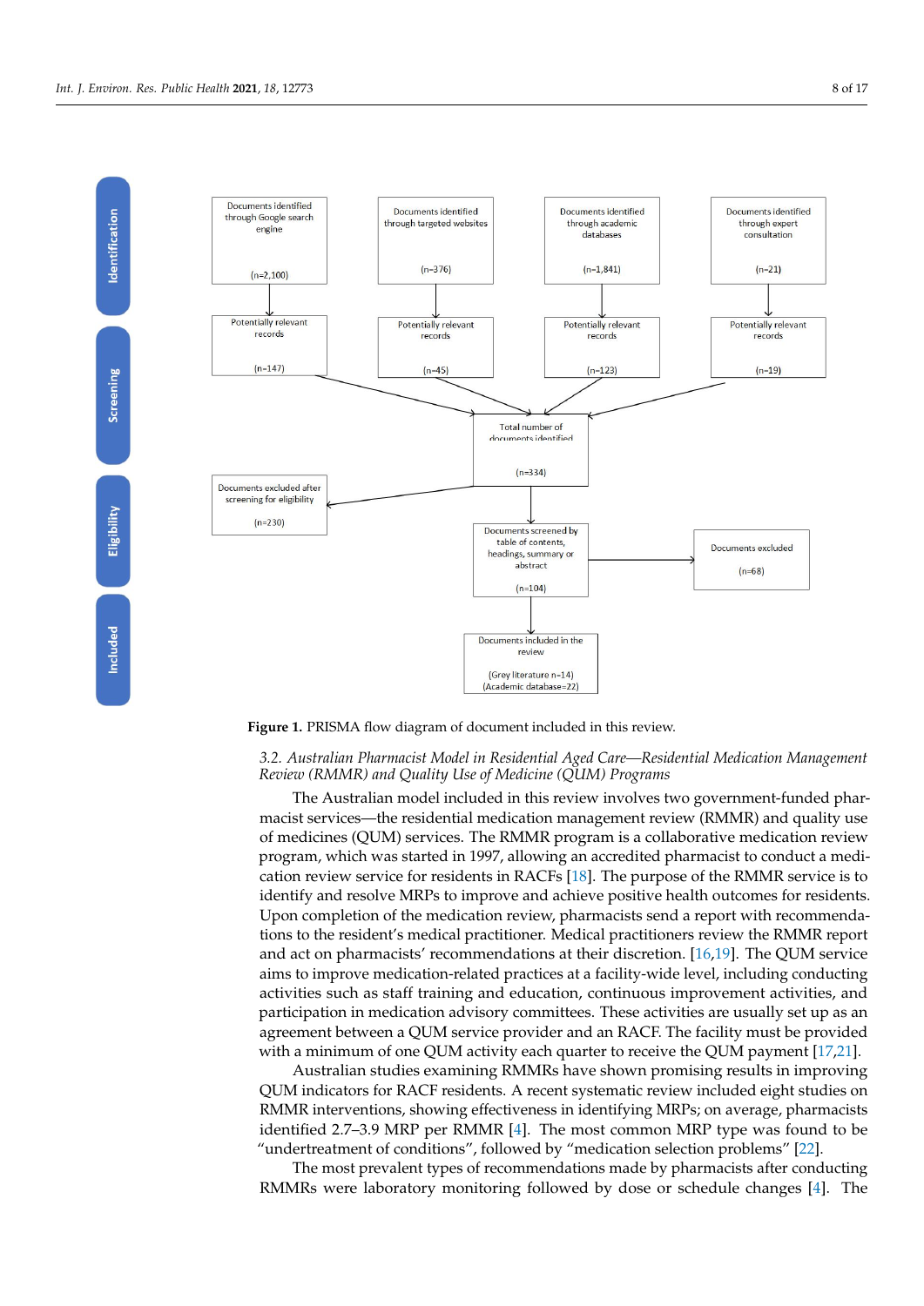Identification

Screening

Eligibility

Included

Documents identified through Google search engine (n=2,100)

Documents identified through targeted websites (n=376)

Documents identified through academic databases (n=1,841)

Documents identified through expert consultation (n=21)

Potentially relevant records (n=147)

Potentially relevant records (n=45)

Potentially relevant records (n=123)

Potentially relevant records (n=19)

Total number of documents identified (n=334)

Documents excluded after screening for eligibility (n=230)

Documents screened by table of contents, headings, summary or abstract (n=104)

Documents excluded (n=68)

Documents included in the review (Grey literature n=14) (Academic database=22)

**Figure 1.** PRISMA flow diagram of document included in this review.

### *3.2. Australian Pharmacist Model in Residential Aged Care—Residential Medication Management Review (RMMR) and Quality Use of Medicine (QUM) Programs*

The Australian model included in this review involves two government-funded pharmacist services—the residential medication management review (RMMR) and quality use of medicines (QUM) services. The RMMR program is a collaborative medication review program, which was started in 1997, allowing an accredited pharmacist to conduct a medication review service for residents in RACFs [18]. The purpose of the RMMR service is to identify and resolve MRPs to improve and achieve positive health outcomes for residents. Upon completion of the medication review, pharmacists send a report with recommendations to the resident's medical practitioner. Medical practitioners review the RMMR report and act on pharmacists' recommendations at their discretion. [16,19]. The QUM service aims to improve medication-related practices at a facility-wide level, including conducting activities such as staff training and education, continuous improvement activities, and participation in medication advisory committees. These activities are usually set up as an agreement between a QUM service provider and an RACF. The facility must be provided with a minimum of one QUM activity each quarter to receive the QUM payment [17,21].

Australian studies examining RMMRs have shown promising results in improving QUM indicators for RACF residents. A recent systematic review included eight studies on RMMR interventions, showing effectiveness in identifying MRPs; on average, pharmacists identified 2.7–3.9 MRP per RMMR [4]. The most common MRP type was found to be "undertreatment of conditions", followed by "medication selection problems" [22].

The most prevalent types of recommendations made by pharmacists after conducting RMMRs were laboratory monitoring followed by dose or schedule changes [4]. The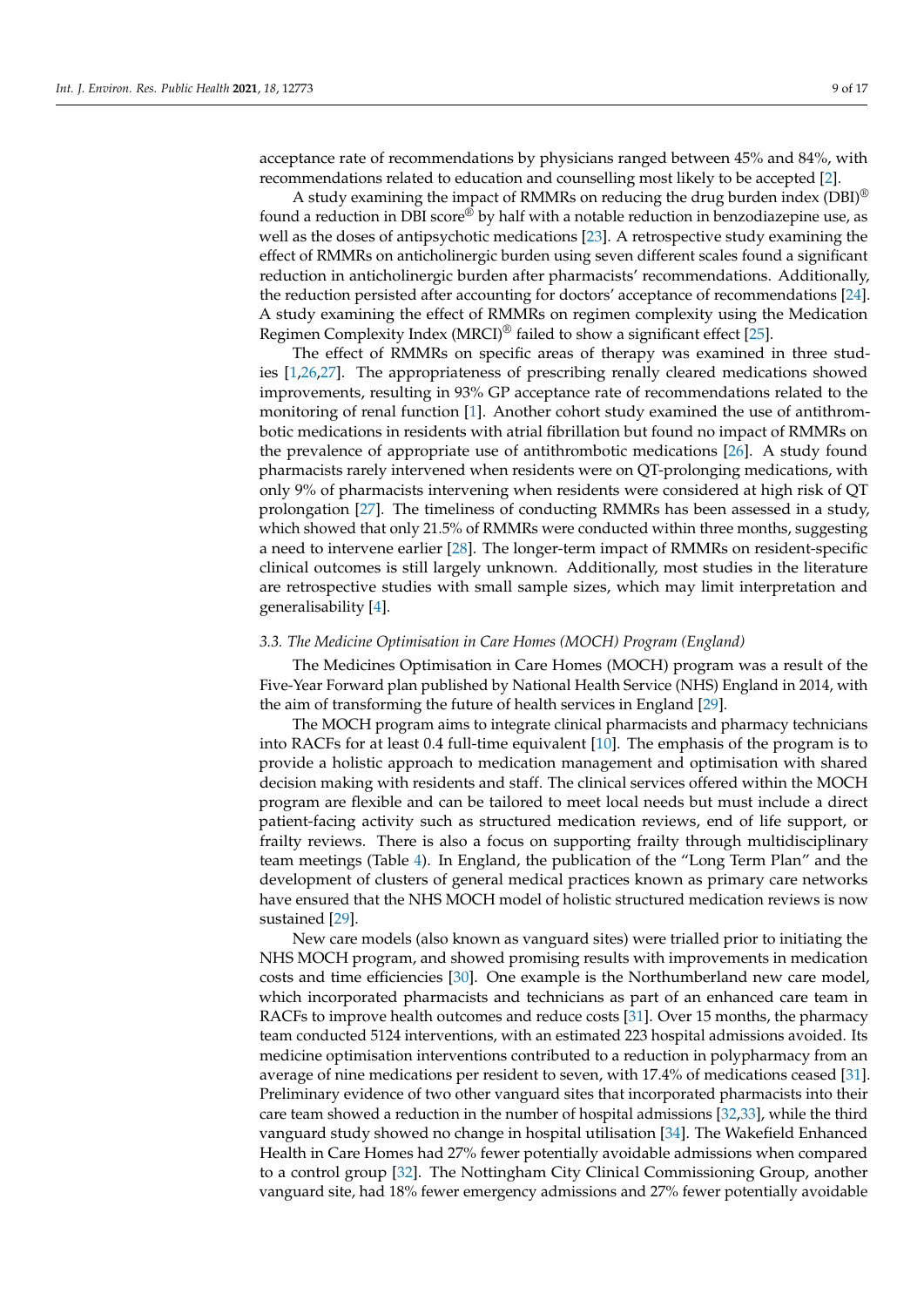acceptance rate of recommendations by physicians ranged between 45% and 84%, with recommendations related to education and counselling most likely to be accepted [2].

A study examining the impact of RMMRs on reducing the drug burden index (DBI)® found a reduction in DBI score® by half with a notable reduction in benzodiazepine use, as well as the doses of antipsychotic medications [23]. A retrospective study examining the effect of RMMRs on anticholinergic burden using seven different scales found a significant reduction in anticholinergic burden after pharmacists' recommendations. Additionally, the reduction persisted after accounting for doctors' acceptance of recommendations [24]. A study examining the effect of RMMRs on regimen complexity using the Medication Regimen Complexity Index (MRCI)® failed to show a significant effect [25].

The effect of RMMRs on specific areas of therapy was examined in three studies [1,26,27]. The appropriateness of prescribing renally cleared medications showed improvements, resulting in 93% GP acceptance rate of recommendations related to the monitoring of renal function [1]. Another cohort study examined the use of antithrombotic medications in residents with atrial fibrillation but found no impact of RMMRs on the prevalence of appropriate use of antithrombotic medications [26]. A study found pharmacists rarely intervened when residents were on QT-prolonging medications, with only 9% of pharmacists intervening when residents were considered at high risk of QT prolongation [27]. The timeliness of conducting RMMRs has been assessed in a study, which showed that only 21.5% of RMMRs were conducted within three months, suggesting a need to intervene earlier [28]. The longer-term impact of RMMRs on resident-specific clinical outcomes is still largely unknown. Additionally, most studies in the literature are retrospective studies with small sample sizes, which may limit interpretation and generalisability [4].

### 3.3. The Medicine Optimisation in Care Homes (MOCH) Program (England)

The Medicines Optimisation in Care Homes (MOCH) program was a result of the Five-Year Forward plan published by National Health Service (NHS) England in 2014, with the aim of transforming the future of health services in England [29].

The MOCH program aims to integrate clinical pharmacists and pharmacy technicians into RACFs for at least 0.4 full-time equivalent [10]. The emphasis of the program is to provide a holistic approach to medication management and optimisation with shared decision making with residents and staff. The clinical services offered within the MOCH program are flexible and can be tailored to meet local needs but must include a direct patient-facing activity such as structured medication reviews, end of life support, or frailty reviews. There is also a focus on supporting frailty through multidisciplinary team meetings (Table 4). In England, the publication of the "Long Term Plan" and the development of clusters of general medical practices known as primary care networks have ensured that the NHS MOCH model of holistic structured medication reviews is now sustained [29].

New care models (also known as vanguard sites) were trialled prior to initiating the NHS MOCH program, and showed promising results with improvements in medication costs and time efficiencies [30]. One example is the Northumberland new care model, which incorporated pharmacists and technicians as part of an enhanced care team in RACFs to improve health outcomes and reduce costs [31]. Over 15 months, the pharmacy team conducted 5124 interventions, with an estimated 223 hospital admissions avoided. Its medicine optimisation interventions contributed to a reduction in polypharmacy from an average of nine medications per resident to seven, with 17.4% of medications ceased [31]. Preliminary evidence of two other vanguard sites that incorporated pharmacists into their care team showed a reduction in the number of hospital admissions [32,33], while the third vanguard study showed no change in hospital utilisation [34]. The Wakefield Enhanced Health in Care Homes had 27% fewer potentially avoidable admissions when compared to a control group [32]. The Nottingham City Clinical Commissioning Group, another vanguard site, had 18% fewer emergency admissions and 27% fewer potentially avoidable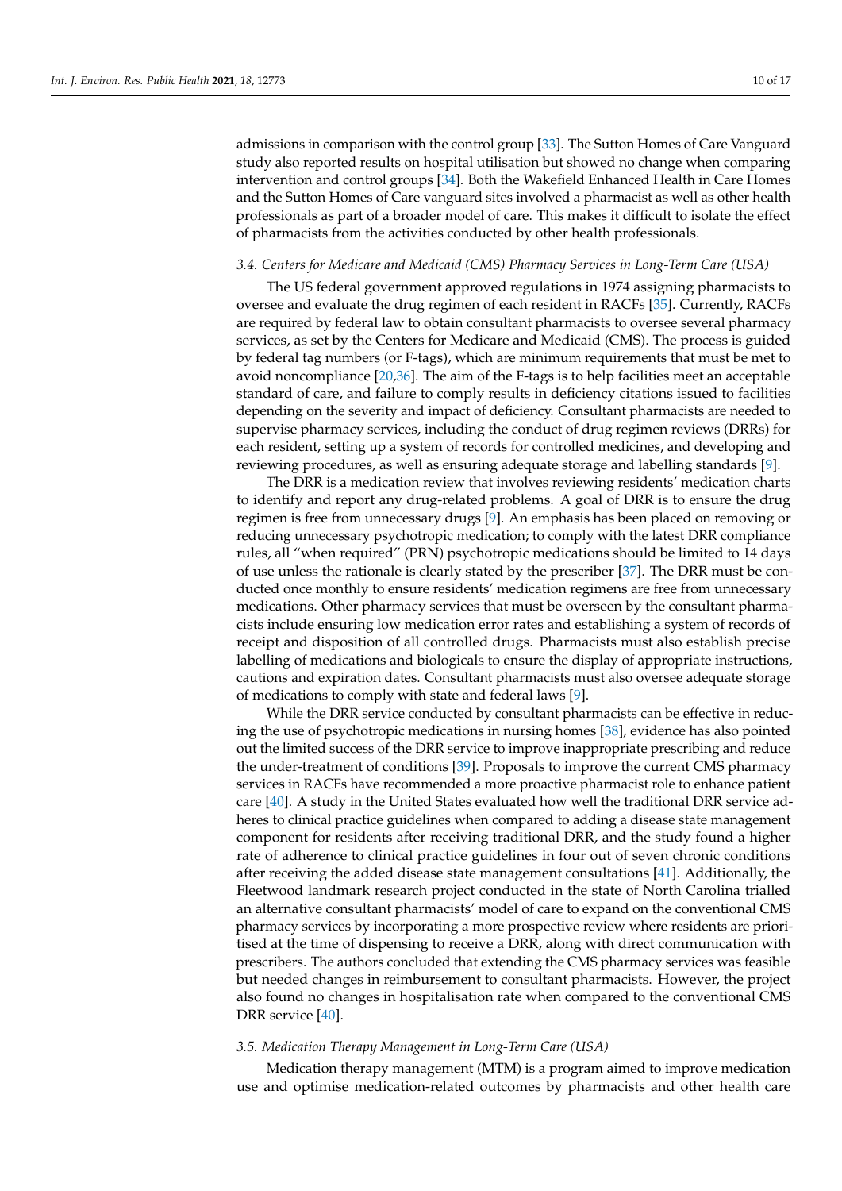admissions in comparison with the control group [33]. The Sutton Homes of Care Vanguard study also reported results on hospital utilisation but showed no change when comparing intervention and control groups [34]. Both the Wakefield Enhanced Health in Care Homes and the Sutton Homes of Care vanguard sites involved a pharmacist as well as other health professionals as part of a broader model of care. This makes it difficult to isolate the effect of pharmacists from the activities conducted by other health professionals.

### *3.4. Centers for Medicare and Medicaid (CMS) Pharmacy Services in Long-Term Care (USA)*

The US federal government approved regulations in 1974 assigning pharmacists to oversee and evaluate the drug regimen of each resident in RACFs [35]. Currently, RACFs are required by federal law to obtain consultant pharmacists to oversee several pharmacy services, as set by the Centers for Medicare and Medicaid (CMS). The process is guided by federal tag numbers (or F-tags), which are minimum requirements that must be met to avoid noncompliance [20,36]. The aim of the F-tags is to help facilities meet an acceptable standard of care, and failure to comply results in deficiency citations issued to facilities depending on the severity and impact of deficiency. Consultant pharmacists are needed to supervise pharmacy services, including the conduct of drug regimen reviews (DRRs) for each resident, setting up a system of records for controlled medicines, and developing and reviewing procedures, as well as ensuring adequate storage and labelling standards [9].

The DRR is a medication review that involves reviewing residents' medication charts to identify and report any drug-related problems. A goal of DRR is to ensure the drug regimen is free from unnecessary drugs [9]. An emphasis has been placed on removing or reducing unnecessary psychotropic medication; to comply with the latest DRR compliance rules, all "when required" (PRN) psychotropic medications should be limited to 14 days of use unless the rationale is clearly stated by the prescriber [37]. The DRR must be conducted once monthly to ensure residents' medication regimens are free from unnecessary medications. Other pharmacy services that must be overseen by the consultant pharmacists include ensuring low medication error rates and establishing a system of records of receipt and disposition of all controlled drugs. Pharmacists must also establish precise labelling of medications and biologicals to ensure the display of appropriate instructions, cautions and expiration dates. Consultant pharmacists must also oversee adequate storage of medications to comply with state and federal laws [9].

While the DRR service conducted by consultant pharmacists can be effective in reducing the use of psychotropic medications in nursing homes [38], evidence has also pointed out the limited success of the DRR service to improve inappropriate prescribing and reduce the under-treatment of conditions [39]. Proposals to improve the current CMS pharmacy services in RACFs have recommended a more proactive pharmacist role to enhance patient care [40]. A study in the United States evaluated how well the traditional DRR service adheres to clinical practice guidelines when compared to adding a disease state management component for residents after receiving traditional DRR, and the study found a higher rate of adherence to clinical practice guidelines in four out of seven chronic conditions after receiving the added disease state management consultations [41]. Additionally, the Fleetwood landmark research project conducted in the state of North Carolina trialled an alternative consultant pharmacists' model of care to expand on the conventional CMS pharmacy services by incorporating a more prospective review where residents are prioritised at the time of dispensing to receive a DRR, along with direct communication with prescribers. The authors concluded that extending the CMS pharmacy services was feasible but needed changes in reimbursement to consultant pharmacists. However, the project also found no changes in hospitalisation rate when compared to the conventional CMS DRR service [40].

### *3.5. Medication Therapy Management in Long-Term Care (USA)*

Medication therapy management (MTM) is a program aimed to improve medication use and optimise medication-related outcomes by pharmacists and other health care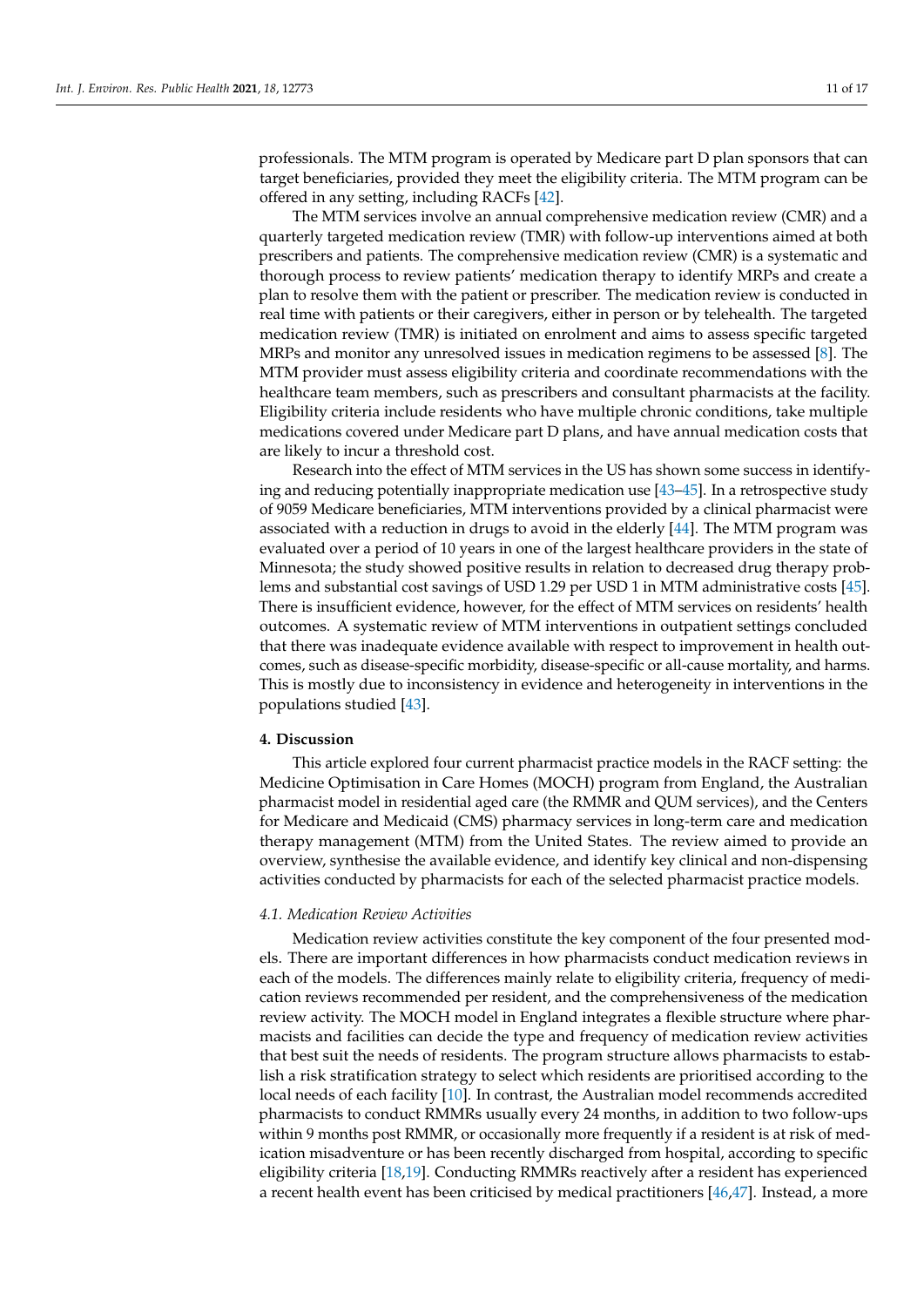professionals. The MTM program is operated by Medicare part D plan sponsors that can target beneficiaries, provided they meet the eligibility criteria. The MTM program can be offered in any setting, including RACFs [42].

The MTM services involve an annual comprehensive medication review (CMR) and a quarterly targeted medication review (TMR) with follow-up interventions aimed at both prescribers and patients. The comprehensive medication review (CMR) is a systematic and thorough process to review patients' medication therapy to identify MRPs and create a plan to resolve them with the patient or prescriber. The medication review is conducted in real time with patients or their caregivers, either in person or by telehealth. The targeted medication review (TMR) is initiated on enrolment and aims to assess specific targeted MRPs and monitor any unresolved issues in medication regimens to be assessed [8]. The MTM provider must assess eligibility criteria and coordinate recommendations with the healthcare team members, such as prescribers and consultant pharmacists at the facility. Eligibility criteria include residents who have multiple chronic conditions, take multiple medications covered under Medicare part D plans, and have annual medication costs that are likely to incur a threshold cost.

Research into the effect of MTM services in the US has shown some success in identifying and reducing potentially inappropriate medication use [43–45]. In a retrospective study of 9059 Medicare beneficiaries, MTM interventions provided by a clinical pharmacist were associated with a reduction in drugs to avoid in the elderly [44]. The MTM program was evaluated over a period of 10 years in one of the largest healthcare providers in the state of Minnesota; the study showed positive results in relation to decreased drug therapy problems and substantial cost savings of USD 1.29 per USD 1 in MTM administrative costs [45]. There is insufficient evidence, however, for the effect of MTM services on residents' health outcomes. A systematic review of MTM interventions in outpatient settings concluded that there was inadequate evidence available with respect to improvement in health outcomes, such as disease-specific morbidity, disease-specific or all-cause mortality, and harms. This is mostly due to inconsistency in evidence and heterogeneity in interventions in the populations studied [43].

## 4. Discussion

This article explored four current pharmacist practice models in the RACF setting: the Medicine Optimisation in Care Homes (MOCH) program from England, the Australian pharmacist model in residential aged care (the RMMR and QUM services), and the Centers for Medicare and Medicaid (CMS) pharmacy services in long-term care and medication therapy management (MTM) from the United States. The review aimed to provide an overview, synthesise the available evidence, and identify key clinical and non-dispensing activities conducted by pharmacists for each of the selected pharmacist practice models.

### *4.1. Medication Review Activities*

Medication review activities constitute the key component of the four presented models. There are important differences in how pharmacists conduct medication reviews in each of the models. The differences mainly relate to eligibility criteria, frequency of medication reviews recommended per resident, and the comprehensiveness of the medication review activity. The MOCH model in England integrates a flexible structure where pharmacists and facilities can decide the type and frequency of medication review activities that best suit the needs of residents. The program structure allows pharmacists to establish a risk stratification strategy to select which residents are prioritised according to the local needs of each facility [10]. In contrast, the Australian model recommends accredited pharmacists to conduct RMMRs usually every 24 months, in addition to two follow-ups within 9 months post RMMR, or occasionally more frequently if a resident is at risk of medication misadventure or has been recently discharged from hospital, according to specific eligibility criteria [18,19]. Conducting RMMRs reactively after a resident has experienced a recent health event has been criticised by medical practitioners [46,47]. Instead, a more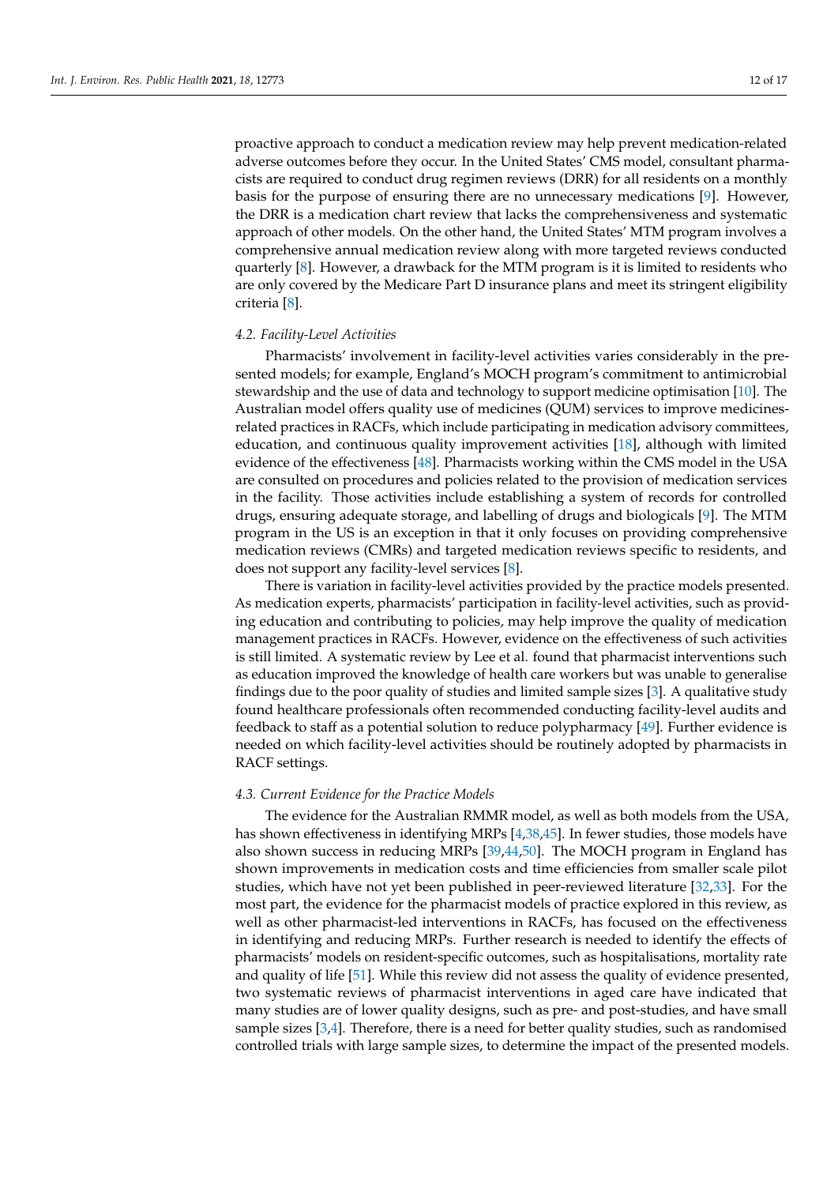proactive approach to conduct a medication review may help prevent medication-related adverse outcomes before they occur. In the United States' CMS model, consultant pharmacists are required to conduct drug regimen reviews (DRR) for all residents on a monthly basis for the purpose of ensuring there are no unnecessary medications [9]. However, the DRR is a medication chart review that lacks the comprehensiveness and systematic approach of other models. On the other hand, the United States' MTM program involves a comprehensive annual medication review along with more targeted reviews conducted quarterly [8]. However, a drawback for the MTM program is it is limited to residents who are only covered by the Medicare Part D insurance plans and meet its stringent eligibility criteria [8].

### 4.2. Facility-Level Activities

Pharmacists' involvement in facility-level activities varies considerably in the presented models; for example, England's MOCH program's commitment to antimicrobial stewardship and the use of data and technology to support medicine optimisation [10]. The Australian model offers quality use of medicines (QUM) services to improve medicines-related practices in RACFs, which include participating in medication advisory committees, education, and continuous quality improvement activities [18], although with limited evidence of the effectiveness [48]. Pharmacists working within the CMS model in the USA are consulted on procedures and policies related to the provision of medication services in the facility. Those activities include establishing a system of records for controlled drugs, ensuring adequate storage, and labelling of drugs and biologicals [9]. The MTM program in the US is an exception in that it only focuses on providing comprehensive medication reviews (CMRs) and targeted medication reviews specific to residents, and does not support any facility-level services [8].

There is variation in facility-level activities provided by the practice models presented. As medication experts, pharmacists' participation in facility-level activities, such as providing education and contributing to policies, may help improve the quality of medication management practices in RACFs. However, evidence on the effectiveness of such activities is still limited. A systematic review by Lee et al. found that pharmacist interventions such as education improved the knowledge of health care workers but was unable to generalise findings due to the poor quality of studies and limited sample sizes [3]. A qualitative study found healthcare professionals often recommended conducting facility-level audits and feedback to staff as a potential solution to reduce polypharmacy [49]. Further evidence is needed on which facility-level activities should be routinely adopted by pharmacists in RACF settings.

### 4.3. Current Evidence for the Practice Models

The evidence for the Australian RMMR model, as well as both models from the USA, has shown effectiveness in identifying MRPs [4,38,45]. In fewer studies, those models have also shown success in reducing MRPs [39,44,50]. The MOCH program in England has shown improvements in medication costs and time efficiencies from smaller scale pilot studies, which have not yet been published in peer-reviewed literature [32,33]. For the most part, the evidence for the pharmacist models of practice explored in this review, as well as other pharmacist-led interventions in RACFs, has focused on the effectiveness in identifying and reducing MRPs. Further research is needed to identify the effects of pharmacists' models on resident-specific outcomes, such as hospitalisations, mortality rate and quality of life [51]. While this review did not assess the quality of evidence presented, two systematic reviews of pharmacist interventions in aged care have indicated that many studies are of lower quality designs, such as pre- and post-studies, and have small sample sizes [3,4]. Therefore, there is a need for better quality studies, such as randomised controlled trials with large sample sizes, to determine the impact of the presented models.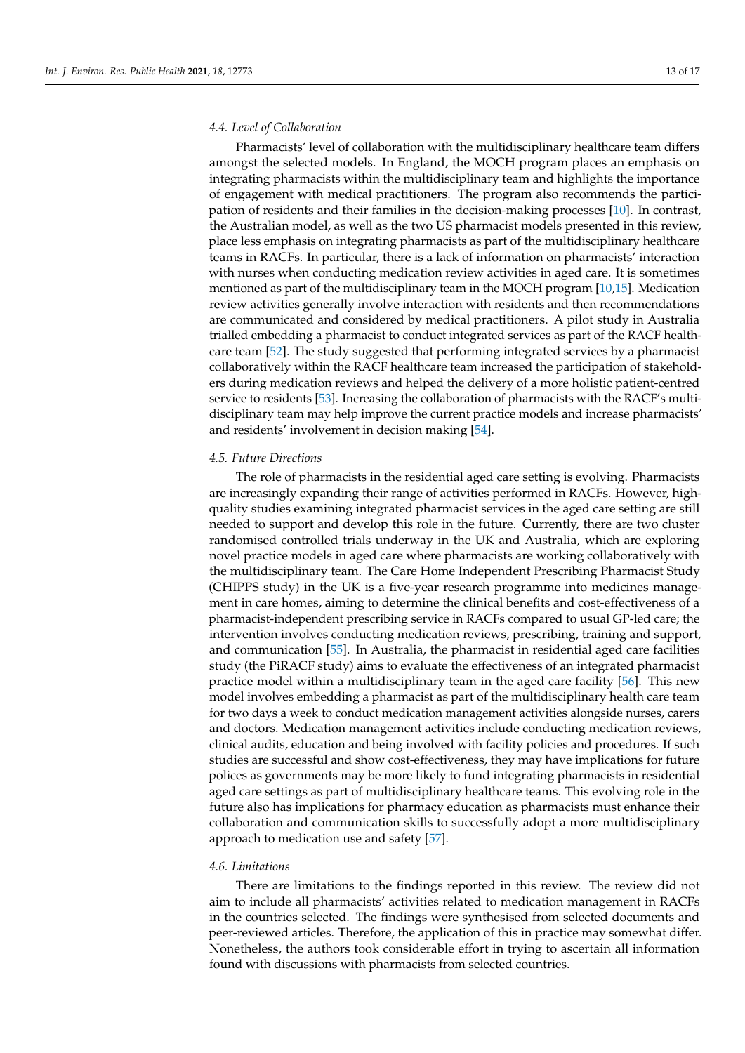### 4.4. Level of Collaboration

Pharmacists' level of collaboration with the multidisciplinary healthcare team differs amongst the selected models. In England, the MOCH program places an emphasis on integrating pharmacists within the multidisciplinary team and highlights the importance of engagement with medical practitioners. The program also recommends the participation of residents and their families in the decision-making processes [10]. In contrast, the Australian model, as well as the two US pharmacist models presented in this review, place less emphasis on integrating pharmacists as part of the multidisciplinary healthcare teams in RACFs. In particular, there is a lack of information on pharmacists' interaction with nurses when conducting medication review activities in aged care. It is sometimes mentioned as part of the multidisciplinary team in the MOCH program [10,15]. Medication review activities generally involve interaction with residents and then recommendations are communicated and considered by medical practitioners. A pilot study in Australia trialled embedding a pharmacist to conduct integrated services as part of the RACF healthcare team [52]. The study suggested that performing integrated services by a pharmacist collaboratively within the RACF healthcare team increased the participation of stakeholders during medication reviews and helped the delivery of a more holistic patient-centred service to residents [53]. Increasing the collaboration of pharmacists with the RACF's multidisciplinary team may help improve the current practice models and increase pharmacists' and residents' involvement in decision making [54].

### 4.5. Future Directions

The role of pharmacists in the residential aged care setting is evolving. Pharmacists are increasingly expanding their range of activities performed in RACFs. However, high-quality studies examining integrated pharmacist services in the aged care setting are still needed to support and develop this role in the future. Currently, there are two cluster randomised controlled trials underway in the UK and Australia, which are exploring novel practice models in aged care where pharmacists are working collaboratively with the multidisciplinary team. The Care Home Independent Prescribing Pharmacist Study (CHIPPS study) in the UK is a five-year research programme into medicines management in care homes, aiming to determine the clinical benefits and cost-effectiveness of a pharmacist-independent prescribing service in RACFs compared to usual GP-led care; the intervention involves conducting medication reviews, prescribing, training and support, and communication [55]. In Australia, the pharmacist in residential aged care facilities study (the PiRACF study) aims to evaluate the effectiveness of an integrated pharmacist practice model within a multidisciplinary team in the aged care facility [56]. This new model involves embedding a pharmacist as part of the multidisciplinary health care team for two days a week to conduct medication management activities alongside nurses, carers and doctors. Medication management activities include conducting medication reviews, clinical audits, education and being involved with facility policies and procedures. If such studies are successful and show cost-effectiveness, they may have implications for future polices as governments may be more likely to fund integrating pharmacists in residential aged care settings as part of multidisciplinary healthcare teams. This evolving role in the future also has implications for pharmacy education as pharmacists must enhance their collaboration and communication skills to successfully adopt a more multidisciplinary approach to medication use and safety [57].

### 4.6. Limitations

There are limitations to the findings reported in this review. The review did not aim to include all pharmacists' activities related to medication management in RACFs in the countries selected. The findings were synthesised from selected documents and peer-reviewed articles. Therefore, the application of this in practice may somewhat differ. Nonetheless, the authors took considerable effort in trying to ascertain all information found with discussions with pharmacists from selected countries.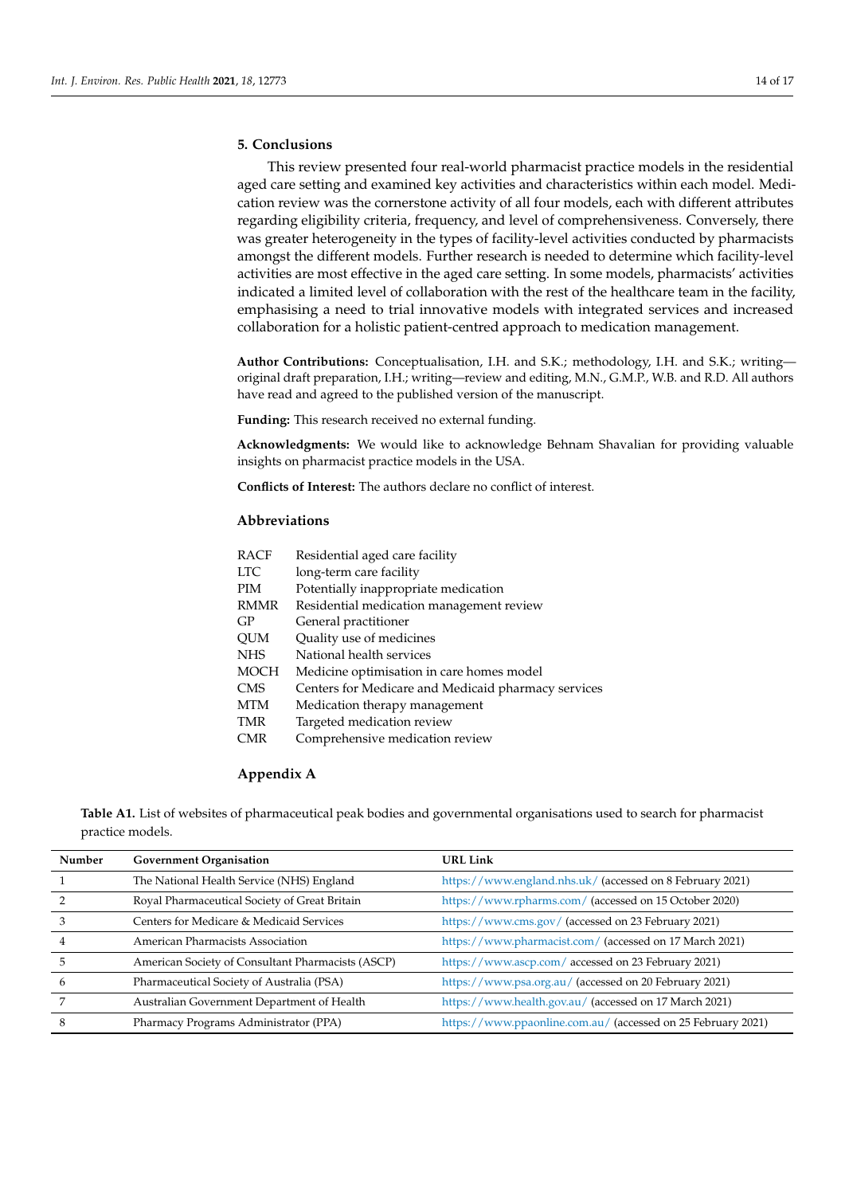## 5. Conclusions

This review presented four real-world pharmacist practice models in the residential aged care setting and examined key activities and characteristics within each model. Medication review was the cornerstone activity of all four models, each with different attributes regarding eligibility criteria, frequency, and level of comprehensiveness. Conversely, there was greater heterogeneity in the types of facility-level activities conducted by pharmacists amongst the different models. Further research is needed to determine which facility-level activities are most effective in the aged care setting. In some models, pharmacists' activities indicated a limited level of collaboration with the rest of the healthcare team in the facility, emphasising a need to trial innovative models with integrated services and increased collaboration for a holistic patient-centred approach to medication management.

**Author Contributions:** Conceptualisation, I.H. and S.K.; methodology, I.H. and S.K.; writing—original draft preparation, I.H.; writing—review and editing, M.N., G.M.P., W.B. and R.D. All authors have read and agreed to the published version of the manuscript.

**Funding:** This research received no external funding.

**Acknowledgments:** We would like to acknowledge Behnam Shavalian for providing valuable insights on pharmacist practice models in the USA.

**Conflicts of Interest:** The authors declare no conflict of interest.

## Abbreviations

| | |
|---|---|
| RACF | Residential aged care facility |
| LTC | long-term care facility |
| PIM | Potentially inappropriate medication |
| RMMR | Residential medication management review |
| GP | General practitioner |
| QUM | Quality use of medicines |
| NHS | National health services |
| MOCH | Medicine optimisation in care homes model |
| CMS | Centers for Medicare and Medicaid pharmacy services |
| MTM | Medication therapy management |
| TMR | Targeted medication review |
| CMR | Comprehensive medication review |

## Appendix A

**Table A1.** List of websites of pharmaceutical peak bodies and governmental organisations used to search for pharmacist practice models.

| Number | Government Organisation | URL Link |
|---|---|---|
| 1 | The National Health Service (NHS) England | https://www.england.nhs.uk/ (accessed on 8 February 2021) |
| 2 | Royal Pharmaceutical Society of Great Britain | https://www.rpharms.com/ (accessed on 15 October 2020) |
| 3 | Centers for Medicare & Medicaid Services | https://www.cms.gov/ (accessed on 23 February 2021) |
| 4 | American Pharmacists Association | https://www.pharmacist.com/ (accessed on 17 March 2021) |
| 5 | American Society of Consultant Pharmacists (ASCP) | https://www.ascp.com/ accessed on 23 February 2021) |
| 6 | Pharmaceutical Society of Australia (PSA) | https://www.psa.org.au/ (accessed on 20 February 2021) |
| 7 | Australian Government Department of Health | https://www.health.gov.au/ (accessed on 17 March 2021) |
| 8 | Pharmacy Programs Administrator (PPA) | https://www.ppaonline.com.au/ (accessed on 25 February 2021) |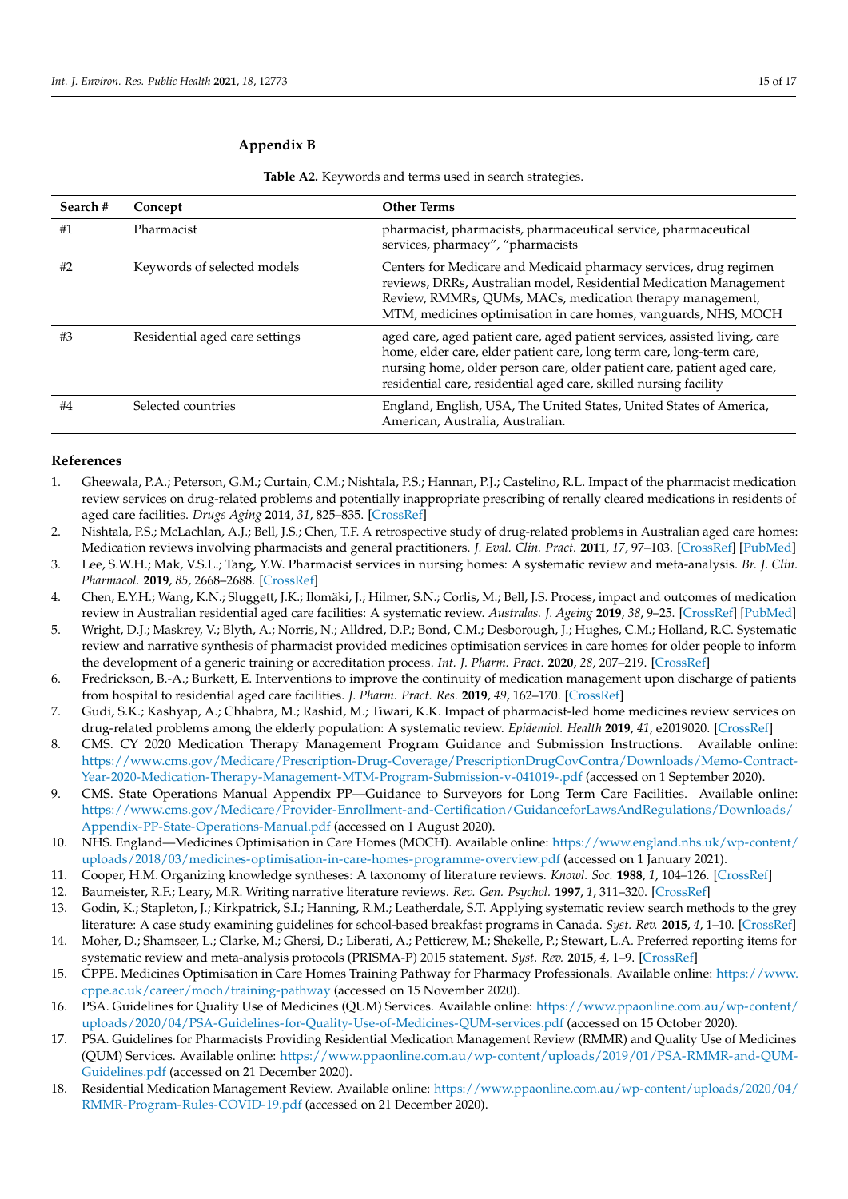## Appendix B

**Table A2.** Keywords and terms used in search strategies.

| Search # | Concept | Other Terms |
|---|---|---|
| #1 | Pharmacist | pharmacist, pharmacists, pharmaceutical service, pharmaceutical services, pharmacy", "pharmacists |
| #2 | Keywords of selected models | Centers for Medicare and Medicaid pharmacy services, drug regimen reviews, DRRs, Australian model, Residential Medication Management Review, RMMRs, QUMs, MACs, medication therapy management, MTM, medicines optimisation in care homes, vanguards, NHS, MOCH |
| #3 | Residential aged care settings | aged care, aged patient care, aged patient services, assisted living, care home, elder care, elder patient care, long term care, long-term care, nursing home, older person care, older patient care, patient aged care, residential care, residential aged care, skilled nursing facility |
| #4 | Selected countries | England, English, USA, The United States, United States of America, American, Australia, Australian. |

## References

1. Gheewala, P.A.; Peterson, G.M.; Curtain, C.M.; Nishtala, P.S.; Hannan, P.J.; Castelino, R.L. Impact of the pharmacist medication review services on drug-related problems and potentially inappropriate prescribing of renally cleared medications in residents of aged care facilities. *Drugs Aging* **2014**, *31*, 825–835. [CrossRef]
2. Nishtala, P.S.; McLachlan, A.J.; Bell, J.S.; Chen, T.F. A retrospective study of drug-related problems in Australian aged care homes: Medication reviews involving pharmacists and general practitioners. *J. Eval. Clin. Pract.* **2011**, *17*, 97–103. [CrossRef] [PubMed]
3. Lee, S.W.H.; Mak, V.S.L.; Tang, Y.W. Pharmacist services in nursing homes: A systematic review and meta-analysis. *Br. J. Clin. Pharmacol.* **2019**, *85*, 2668–2688. [CrossRef]
4. Chen, E.Y.H.; Wang, K.N.; Sluggett, J.K.; Ilomäki, J.; Hilmer, S.N.; Corlis, M.; Bell, J.S. Process, impact and outcomes of medication review in Australian residential aged care facilities: A systematic review. *Australas. J. Ageing* **2019**, *38*, 9–25. [CrossRef] [PubMed]
5. Wright, D.J.; Maskrey, V.; Blyth, A.; Norris, N.; Alldred, D.P.; Bond, C.M.; Desborough, J.; Hughes, C.M.; Holland, R.C. Systematic review and narrative synthesis of pharmacist provided medicines optimisation services in care homes for older people to inform the development of a generic training or accreditation process. *Int. J. Pharm. Pract.* **2020**, *28*, 207–219. [CrossRef]
6. Fredrickson, B.-A.; Burkett, E. Interventions to improve the continuity of medication management upon discharge of patients from hospital to residential aged care facilities. *J. Pharm. Pract. Res.* **2019**, *49*, 162–170. [CrossRef]
7. Gudi, S.K.; Kashyap, A.; Chhabra, M.; Rashid, M.; Tiwari, K.K. Impact of pharmacist-led home medicines review services on drug-related problems among the elderly population: A systematic review. *Epidemiol. Health* **2019**, *41*, e2019020. [CrossRef]
8. CMS. CY 2020 Medication Therapy Management Program Guidance and Submission Instructions. Available online: https://www.cms.gov/Medicare/Prescription-Drug-Coverage/PrescriptionDrugCovContra/Downloads/Memo-Contract-Year-2020-Medication-Therapy-Management-MTM-Program-Submission-v-041019-.pdf (accessed on 1 September 2020).
9. CMS. State Operations Manual Appendix PP—Guidance to Surveyors for Long Term Care Facilities. Available online: https://www.cms.gov/Medicare/Provider-Enrollment-and-Certification/GuidanceforLawsAndRegulations/Downloads/Appendix-PP-State-Operations-Manual.pdf (accessed on 1 August 2020).
10. NHS. England—Medicines Optimisation in Care Homes (MOCH). Available online: https://www.england.nhs.uk/wp-content/uploads/2018/03/medicines-optimisation-in-care-homes-programme-overview.pdf (accessed on 1 January 2021).
11. Cooper, H.M. Organizing knowledge syntheses: A taxonomy of literature reviews. *Knowl. Soc.* **1988**, *1*, 104–126. [CrossRef]
12. Baumeister, R.F.; Leary, M.R. Writing narrative literature reviews. *Rev. Gen. Psychol.* **1997**, *1*, 311–320. [CrossRef]
13. Godin, K.; Stapleton, J.; Kirkpatrick, S.I.; Hanning, R.M.; Leatherdale, S.T. Applying systematic review search methods to the grey literature: A case study examining guidelines for school-based breakfast programs in Canada. *Syst. Rev.* **2015**, *4*, 1–10. [CrossRef]
14. Moher, D.; Shamseer, L.; Clarke, M.; Ghersi, D.; Liberati, A.; Petticrew, M.; Shekelle, P.; Stewart, L.A. Preferred reporting items for systematic review and meta-analysis protocols (PRISMA-P) 2015 statement. *Syst. Rev.* **2015**, *4*, 1–9. [CrossRef]
15. CPPE. Medicines Optimisation in Care Homes Training Pathway for Pharmacy Professionals. Available online: https://www.cppe.ac.uk/career/moch/training-pathway (accessed on 15 November 2020).
16. PSA. Guidelines for Quality Use of Medicines (QUM) Services. Available online: https://www.ppaonline.com.au/wp-content/uploads/2020/04/PSA-Guidelines-for-Quality-Use-of-Medicines-QUM-services.pdf (accessed on 15 October 2020).
17. PSA. Guidelines for Pharmacists Providing Residential Medication Management Review (RMMR) and Quality Use of Medicines (QUM) Services. Available online: https://www.ppaonline.com.au/wp-content/uploads/2019/01/PSA-RMMR-and-QUM-Guidelines.pdf (accessed on 21 December 2020).
18. Residential Medication Management Review. Available online: https://www.ppaonline.com.au/wp-content/uploads/2020/04/RMMR-Program-Rules-COVID-19.pdf (accessed on 21 December 2020).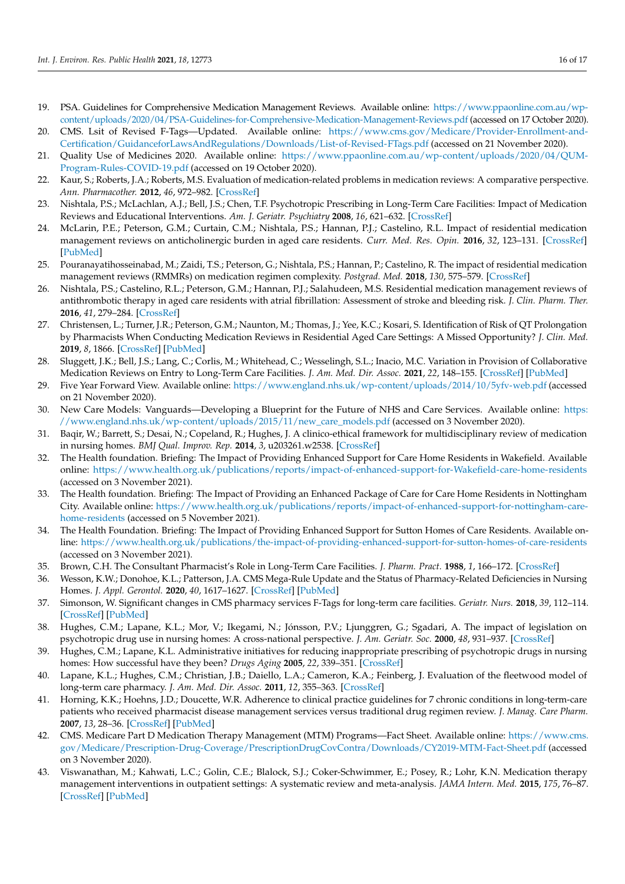19. PSA. Guidelines for Comprehensive Medication Management Reviews. Available online: https://www.ppaonline.com.au/wp-content/uploads/2020/04/PSA-Guidelines-for-Comprehensive-Medication-Management-Reviews.pdf (accessed on 17 October 2020).
20. CMS. Lsit of Revised F-Tags—Updated. Available online: https://www.cms.gov/Medicare/Provider-Enrollment-and-Certification/GuidanceforLawsAndRegulations/Downloads/List-of-Revised-FTags.pdf (accessed on 21 November 2020).
21. Quality Use of Medicines 2020. Available online: https://www.ppaonline.com.au/wp-content/uploads/2020/04/QUM-Program-Rules-COVID-19.pdf (accessed on 19 October 2020).
22. Kaur, S.; Roberts, J.A.; Roberts, M.S. Evaluation of medication-related problems in medication reviews: A comparative perspective. *Ann. Pharmacother.* **2012**, *46*, 972–982. [CrossRef]
23. Nishtala, P.S.; McLachlan, A.J.; Bell, J.S.; Chen, T.F. Psychotropic Prescribing in Long-Term Care Facilities: Impact of Medication Reviews and Educational Interventions. *Am. J. Geriatr. Psychiatry* **2008**, *16*, 621–632. [CrossRef]
24. McLarin, P.E.; Peterson, G.M.; Curtain, C.M.; Nishtala, P.S.; Hannan, P.J.; Castelino, R.L. Impact of residential medication management reviews on anticholinergic burden in aged care residents. *Curr. Med. Res. Opin.* **2016**, *32*, 123–131. [CrossRef] [PubMed]
25. Pouranayatihosseinabad, M.; Zaidi, T.S.; Peterson, G.; Nishtala, P.S.; Hannan, P.; Castelino, R. The impact of residential medication management reviews (RMMRs) on medication regimen complexity. *Postgrad. Med.* **2018**, *130*, 575–579. [CrossRef]
26. Nishtala, P.S.; Castelino, R.L.; Peterson, G.M.; Hannan, P.J.; Salahudeen, M.S. Residential medication management reviews of antithrombotic therapy in aged care residents with atrial fibrillation: Assessment of stroke and bleeding risk. *J. Clin. Pharm. Ther.* **2016**, *41*, 279–284. [CrossRef]
27. Christensen, L.; Turner, J.R.; Peterson, G.M.; Naunton, M.; Thomas, J.; Yee, K.C.; Kosari, S. Identification of Risk of QT Prolongation by Pharmacists When Conducting Medication Reviews in Residential Aged Care Settings: A Missed Opportunity? *J. Clin. Med.* **2019**, *8*, 1866. [CrossRef] [PubMed]
28. Sluggett, J.K.; Bell, J.S.; Lang, C.; Corlis, M.; Whitehead, C.; Wesselingh, S.L.; Inacio, M.C. Variation in Provision of Collaborative Medication Reviews on Entry to Long-Term Care Facilities. *J. Am. Med. Dir. Assoc.* **2021**, *22*, 148–155. [CrossRef] [PubMed]
29. Five Year Forward View. Available online: https://www.england.nhs.uk/wp-content/uploads/2014/10/5yfv-web.pdf (accessed on 21 November 2020).
30. New Care Models: Vanguards—Developing a Blueprint for the Future of NHS and Care Services. Available online: https://www.england.nhs.uk/wp-content/uploads/2015/11/new_care_models.pdf (accessed on 3 November 2020).
31. Baqir, W.; Barrett, S.; Desai, N.; Copeland, R.; Hughes, J. A clinico-ethical framework for multidisciplinary review of medication in nursing homes. *BMJ Qual. Improv. Rep.* **2014**, *3*, u203261.w2538. [CrossRef]
32. The Health foundation. Briefing: The Impact of Providing Enhanced Support for Care Home Residents in Wakefield. Available online: https://www.health.org.uk/publications/reports/impact-of-enhanced-support-for-Wakefield-care-home-residents (accessed on 3 November 2021).
33. The Health foundation. Briefing: The Impact of Providing an Enhanced Package of Care for Care Home Residents in Nottingham City. Available online: https://www.health.org.uk/publications/reports/impact-of-enhanced-support-for-nottingham-care-home-residents (accessed on 5 November 2021).
34. The Health Foundation. Briefing: The Impact of Providing Enhanced Support for Sutton Homes of Care Residents. Available online: https://www.health.org.uk/publications/the-impact-of-providing-enhanced-support-for-sutton-homes-of-care-residents (accessed on 3 November 2021).
35. Brown, C.H. The Consultant Pharmacist's Role in Long-Term Care Facilities. *J. Pharm. Pract.* **1988**, *1*, 166–172. [CrossRef]
36. Wesson, K.W.; Donohoe, K.L.; Patterson, J.A. CMS Mega-Rule Update and the Status of Pharmacy-Related Deficiencies in Nursing Homes. *J. Appl. Gerontol.* **2020**, *40*, 1617–1627. [CrossRef] [PubMed]
37. Simonson, W. Significant changes in CMS pharmacy services F-Tags for long-term care facilities. *Geriatr. Nurs.* **2018**, *39*, 112–114. [CrossRef] [PubMed]
38. Hughes, C.M.; Lapane, K.L.; Mor, V.; Ikegami, N.; Jónsson, P.V.; Ljunggren, G.; Sgadari, A. The impact of legislation on psychotropic drug use in nursing homes: A cross-national perspective. *J. Am. Geriatr. Soc.* **2000**, *48*, 931–937. [CrossRef]
39. Hughes, C.M.; Lapane, K.L. Administrative initiatives for reducing inappropriate prescribing of psychotropic drugs in nursing homes: How successful have they been? *Drugs Aging* **2005**, *22*, 339–351. [CrossRef]
40. Lapane, K.L.; Hughes, C.M.; Christian, J.B.; Daiello, L.A.; Cameron, K.A.; Feinberg, J. Evaluation of the fleetwood model of long-term care pharmacy. *J. Am. Med. Dir. Assoc.* **2011**, *12*, 355–363. [CrossRef]
41. Horning, K.K.; Hoehns, J.D.; Doucette, W.R. Adherence to clinical practice guidelines for 7 chronic conditions in long-term-care patients who received pharmacist disease management services versus traditional drug regimen review. *J. Manag. Care Pharm.* **2007**, *13*, 28–36. [CrossRef] [PubMed]
42. CMS. Medicare Part D Medication Therapy Management (MTM) Programs—Fact Sheet. Available online: https://www.cms.gov/Medicare/Prescription-Drug-Coverage/PrescriptionDrugCovContra/Downloads/CY2019-MTM-Fact-Sheet.pdf (accessed on 3 November 2020).
43. Viswanathan, M.; Kahwati, L.C.; Golin, C.E.; Blalock, S.J.; Coker-Schwimmer, E.; Posey, R.; Lohr, K.N. Medication therapy management interventions in outpatient settings: A systematic review and meta-analysis. *JAMA Intern. Med.* **2015**, *175*, 76–87. [CrossRef] [PubMed]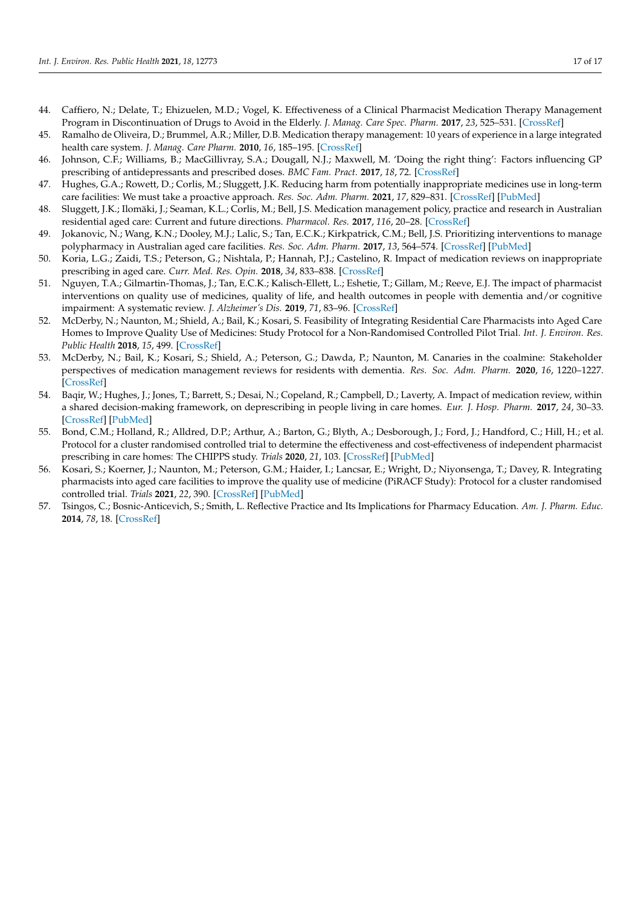44. Caffiero, N.; Delate, T.; Ehizuelen, M.D.; Vogel, K. Effectiveness of a Clinical Pharmacist Medication Therapy Management Program in Discontinuation of Drugs to Avoid in the Elderly. *J. Manag. Care Spec. Pharm.* **2017**, *23*, 525–531. [CrossRef]
45. Ramalho de Oliveira, D.; Brummel, A.R.; Miller, D.B. Medication therapy management: 10 years of experience in a large integrated health care system. *J. Manag. Care Pharm.* **2010**, *16*, 185–195. [CrossRef]
46. Johnson, C.F.; Williams, B.; MacGillivray, S.A.; Dougall, N.J.; Maxwell, M. 'Doing the right thing': Factors influencing GP prescribing of antidepressants and prescribed doses. *BMC Fam. Pract.* **2017**, *18*, 72. [CrossRef]
47. Hughes, G.A.; Rowett, D.; Corlis, M.; Sluggett, J.K. Reducing harm from potentially inappropriate medicines use in long-term care facilities: We must take a proactive approach. *Res. Soc. Adm. Pharm.* **2021**, *17*, 829–831. [CrossRef] [PubMed]
48. Sluggett, J.K.; Ilomäki, J.; Seaman, K.L.; Corlis, M.; Bell, J.S. Medication management policy, practice and research in Australian residential aged care: Current and future directions. *Pharmacol. Res.* **2017**, *116*, 20–28. [CrossRef]
49. Jokanovic, N.; Wang, K.N.; Dooley, M.J.; Lalic, S.; Tan, E.C.K.; Kirkpatrick, C.M.; Bell, J.S. Prioritizing interventions to manage polypharmacy in Australian aged care facilities. *Res. Soc. Adm. Pharm.* **2017**, *13*, 564–574. [CrossRef] [PubMed]
50. Koria, L.G.; Zaidi, T.S.; Peterson, G.; Nishtala, P.; Hannah, P.J.; Castelino, R. Impact of medication reviews on inappropriate prescribing in aged care. *Curr. Med. Res. Opin.* **2018**, *34*, 833–838. [CrossRef]
51. Nguyen, T.A.; Gilmartin-Thomas, J.; Tan, E.C.K.; Kalisch-Ellett, L.; Eshetie, T.; Gillam, M.; Reeve, E.J. The impact of pharmacist interventions on quality use of medicines, quality of life, and health outcomes in people with dementia and/or cognitive impairment: A systematic review. *J. Alzheimer's Dis.* **2019**, *71*, 83–96. [CrossRef]
52. McDerby, N.; Naunton, M.; Shield, A.; Bail, K.; Kosari, S. Feasibility of Integrating Residential Care Pharmacists into Aged Care Homes to Improve Quality Use of Medicines: Study Protocol for a Non-Randomised Controlled Pilot Trial. *Int. J. Environ. Res. Public Health* **2018**, *15*, 499. [CrossRef]
53. McDerby, N.; Bail, K.; Kosari, S.; Shield, A.; Peterson, G.; Dawda, P.; Naunton, M. Canaries in the coalmine: Stakeholder perspectives of medication management reviews for residents with dementia. *Res. Soc. Adm. Pharm.* **2020**, *16*, 1220–1227. [CrossRef]
54. Baqir, W.; Hughes, J.; Jones, T.; Barrett, S.; Desai, N.; Copeland, R.; Campbell, D.; Laverty, A. Impact of medication review, within a shared decision-making framework, on deprescribing in people living in care homes. *Eur. J. Hosp. Pharm.* **2017**, *24*, 30–33. [CrossRef] [PubMed]
55. Bond, C.M.; Holland, R.; Alldred, D.P.; Arthur, A.; Barton, G.; Blyth, A.; Desborough, J.; Ford, J.; Handford, C.; Hill, H.; et al. Protocol for a cluster randomised controlled trial to determine the effectiveness and cost-effectiveness of independent pharmacist prescribing in care homes: The CHIPPS study. *Trials* **2020**, *21*, 103. [CrossRef] [PubMed]
56. Kosari, S.; Koerner, J.; Naunton, M.; Peterson, G.M.; Haider, I.; Lancsar, E.; Wright, D.; Niyonsenga, T.; Davey, R. Integrating pharmacists into aged care facilities to improve the quality use of medicine (PiRACF Study): Protocol for a cluster randomised controlled trial. *Trials* **2021**, *22*, 390. [CrossRef] [PubMed]
57. Tsingos, C.; Bosnic-Anticevich, S.; Smith, L. Reflective Practice and Its Implications for Pharmacy Education. *Am. J. Pharm. Educ.* **2014**, *78*, 18. [CrossRef]